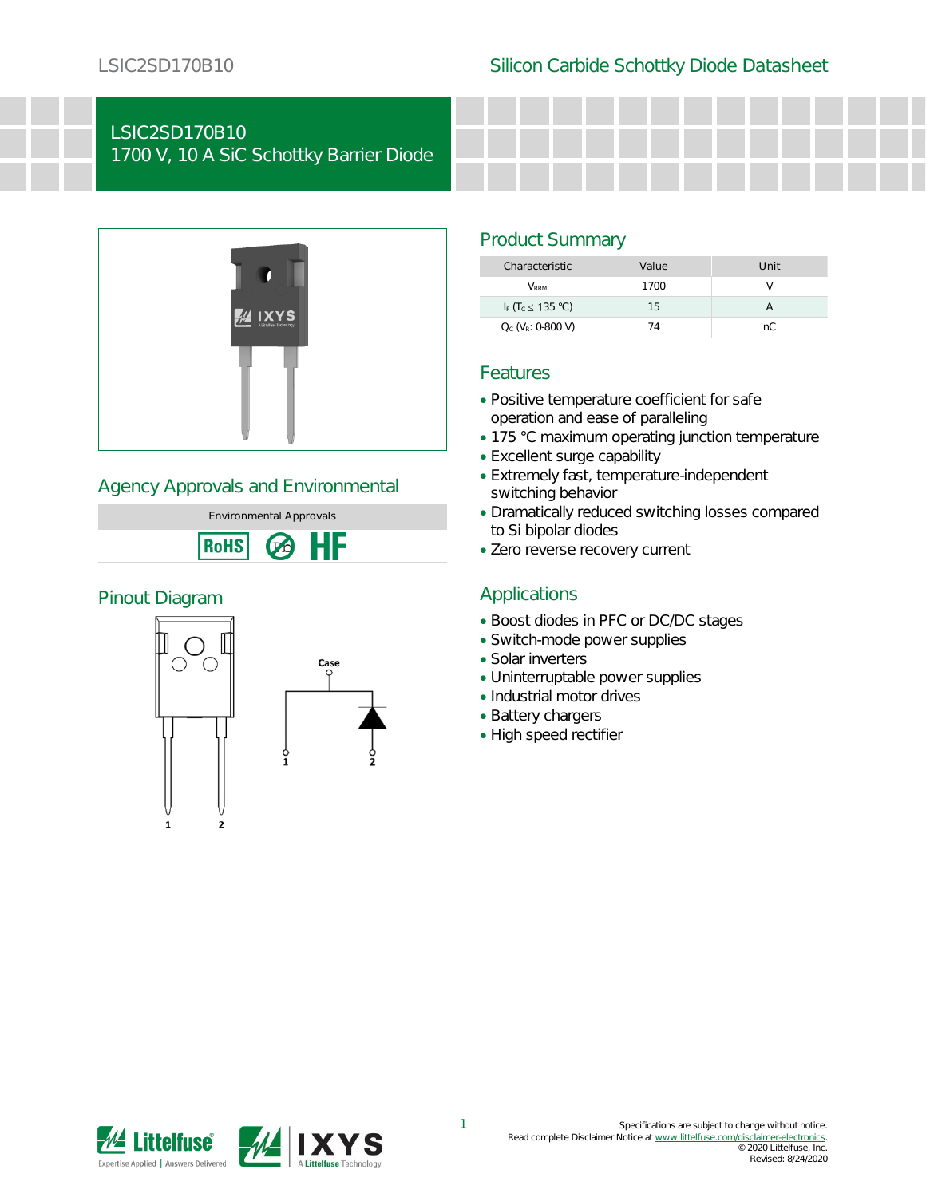# LSIC2SD170B10
## 1700 V, 10 A SiC Schottky Barrier Diode

## Agency Approvals and Environmental

| Environmental Approvals |
|---|
| RoHS, Pb-free, HF |

## Pinout Diagram

Case

1 2

## Product Summary

| Characteristic | Value | Unit |
|---|---|---|
| $V_{RRM}$ | 1700 | V |
| $I_F$ ($T_C \leq$ 135 °C) | 15 | A |
| $Q_C$ ($V_R$: 0-800 V) | 74 | nC |

## Features

- Positive temperature coefficient for safe operation and ease of paralleling
- 175 °C maximum operating junction temperature
- Excellent surge capability
- Extremely fast, temperature-independent switching behavior
- Dramatically reduced switching losses compared to Si bipolar diodes
- Zero reverse recovery current

## Applications

- Boost diodes in PFC or DC/DC stages
- Switch-mode power supplies
- Solar inverters
- Uninterruptable power supplies
- Industrial motor drives
- Battery chargers
- High speed rectifier

Specifications are subject to change without notice.
Read complete Disclaimer Notice at www.littelfuse.com/disclaimer-electronics.
© 2020 Littelfuse, Inc.
Revised: 8/24/2020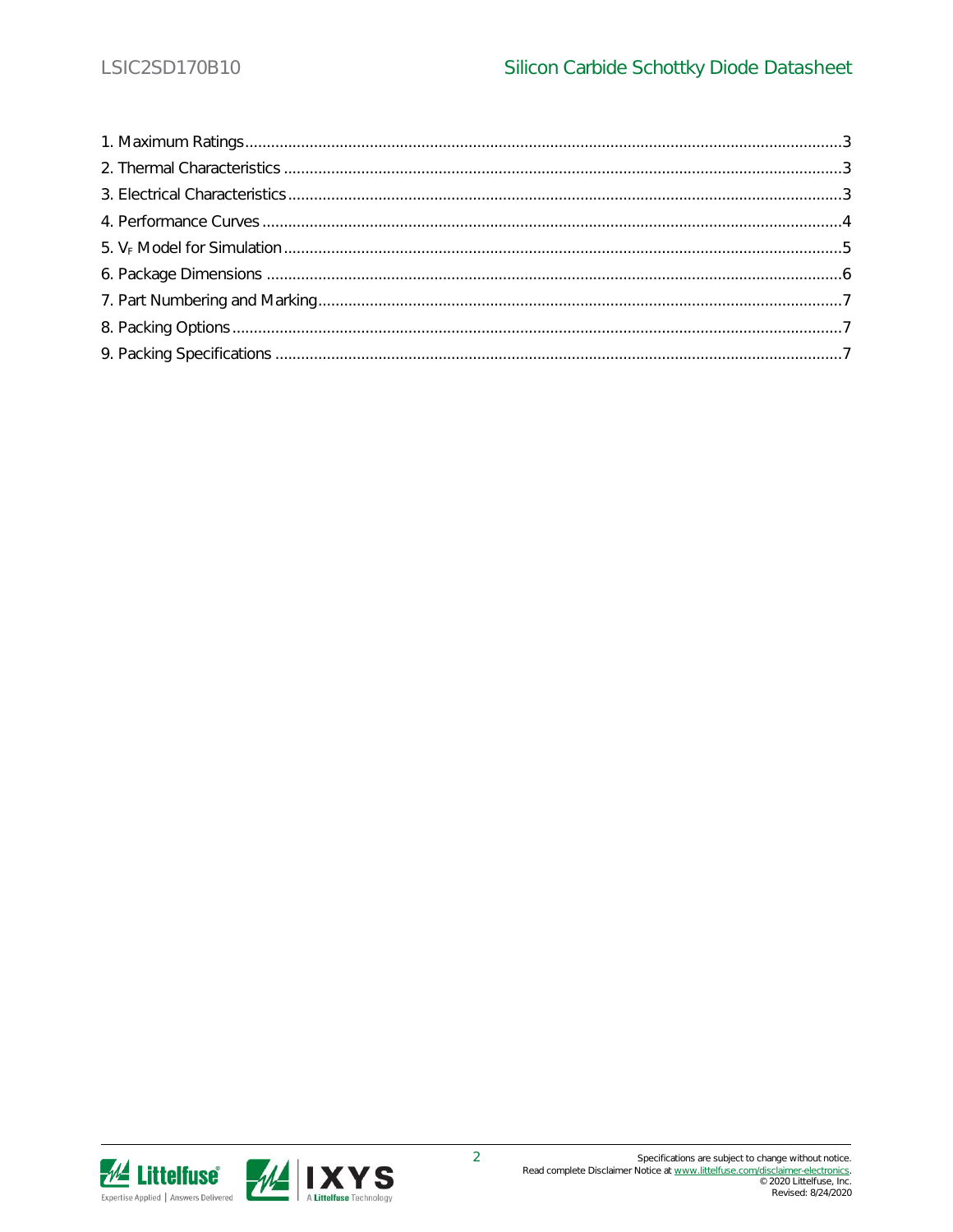1. Maximum Ratings ........................................................................................................................................3
2. Thermal Characteristics ...............................................................................................................................3
3. Electrical Characteristics ..............................................................................................................................3
4. Performance Curves ....................................................................................................................................4
5. $V_F$ Model for Simulation ...............................................................................................................................5
6. Package Dimensions ...................................................................................................................................6
7. Part Numbering and Marking .......................................................................................................................7
8. Packing Options ...........................................................................................................................................7
9. Packing Specifications .................................................................................................................................7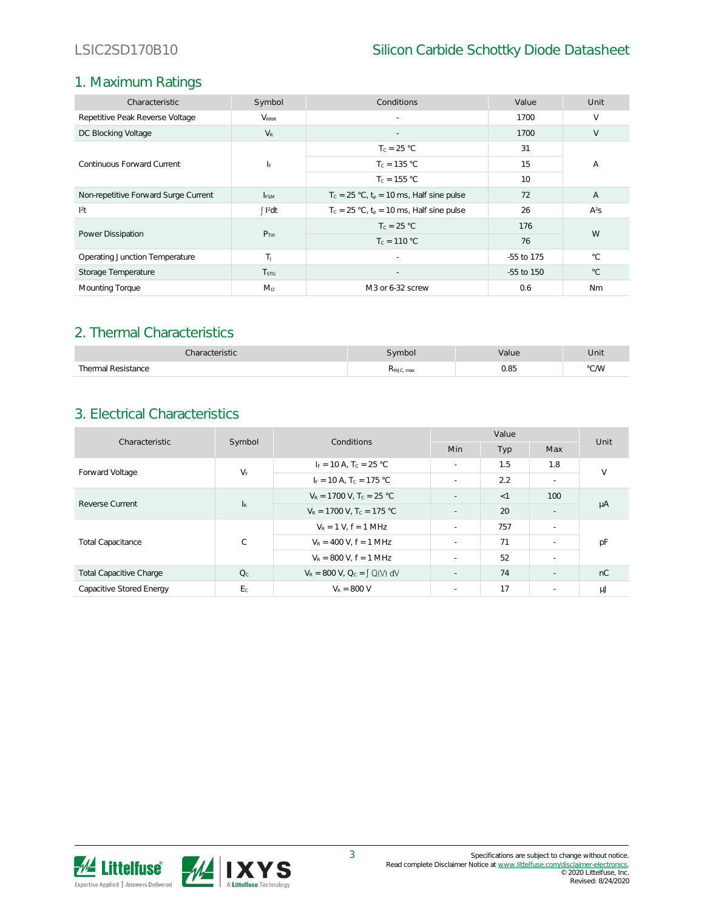## 1. Maximum Ratings

| Characteristic | Symbol | Conditions | Value | Unit |
|---|---|---|---|---|
| Repetitive Peak Reverse Voltage | $V_{RRM}$ | - | 1700 | V |
| DC Blocking Voltage | $V_R$ | - | 1700 | V |
| Continuous Forward Current | $I_F$ | $T_C = 25\ °C$ | 31 | A |
| | | $T_C = 135\ °C$ | 15 | |
| | | $T_C = 155\ °C$ | 10 | |
| Non-repetitive Forward Surge Current | $I_{FSM}$ | $T_C = 25\ °C$, $t_p = 10$ ms, Half sine pulse | 72 | A |
| $I^2t$ | $\int I^2dt$ | $T_C = 25\ °C$, $t_p = 10$ ms, Half sine pulse | 26 | $A^2s$ |
| Power Dissipation | $P_{Tot}$ | $T_C = 25\ °C$ | 176 | W |
| | | $T_C = 110\ °C$ | 76 | |
| Operating Junction Temperature | $T_J$ | - | -55 to 175 | °C |
| Storage Temperature | $T_{STG}$ | - | -55 to 150 | °C |
| Mounting Torque | $M_D$ | M3 or 6-32 screw | 0.6 | Nm |

## 2. Thermal Characteristics

| Characteristic | Symbol | Value | Unit |
|---|---|---|---|
| Thermal Resistance | $R_{thJC,\ max}$ | 0.85 | °C/W |

## 3. Electrical Characteristics

| Characteristic | Symbol | Conditions | Value | | | Unit |
|---|---|---|---|---|---|---|
| | | | Min | Typ | Max | |
| Forward Voltage | $V_F$ | $I_F = 10$ A, $T_C = 25\ °C$ | - | 1.5 | 1.8 | V |
| | | $I_F = 10$ A, $T_C = 175\ °C$ | - | 2.2 | - | |
| Reverse Current | $I_R$ | $V_R = 1700$ V, $T_C = 25\ °C$ | - | <1 | 100 | μA |
| | | $V_R = 1700$ V, $T_C = 175\ °C$ | - | 20 | - | |
| Total Capacitance | C | $V_R = 1$ V, f = 1 MHz | - | 757 | - | pF |
| | | $V_R = 400$ V, f = 1 MHz | - | 71 | - | |
| | | $V_R = 800$ V, f = 1 MHz | - | 52 | - | |
| Total Capacitive Charge | $Q_C$ | $V_R = 800$ V, $Q_C = \int Q(V)\ dV$ | - | 74 | - | nC |
| Capacitive Stored Energy | $E_C$ | $V_R = 800$ V | - | 17 | - | μJ |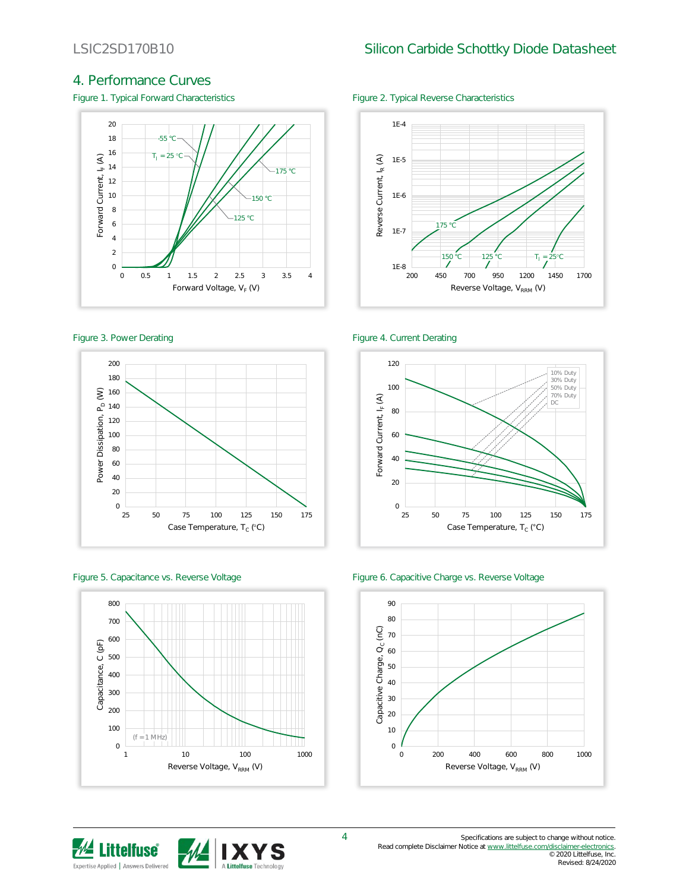## 4. Performance Curves

Figure 1. Typical Forward Characteristics

Figure 2. Typical Reverse Characteristics

Figure 3. Power Derating

Figure 4. Current Derating

Figure 5. Capacitance vs. Reverse Voltage

Figure 6. Capacitive Charge vs. Reverse Voltage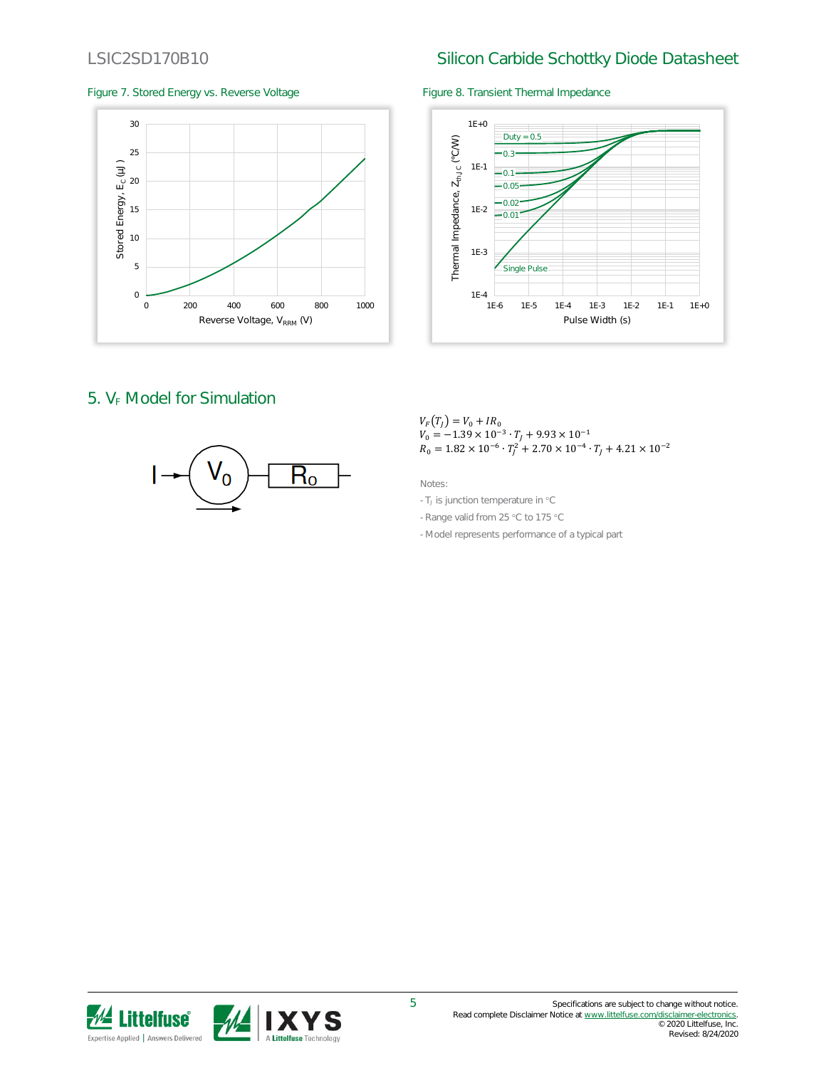Figure 7. Stored Energy vs. Reverse Voltage

Figure 8. Transient Thermal Impedance

## 5. $V_F$ Model for Simulation

$$V_F(T_J) = V_0 + IR_0$$
$$V_0 = -1.39 \times 10^{-3} \cdot T_J + 9.93 \times 10^{-1}$$
$$R_0 = 1.82 \times 10^{-6} \cdot T_J^2 + 2.70 \times 10^{-4} \cdot T_J + 4.21 \times 10^{-2}$$

Notes:

- $T_J$ is junction temperature in °C
- Range valid from 25 °C to 175 °C
- Model represents performance of a typical part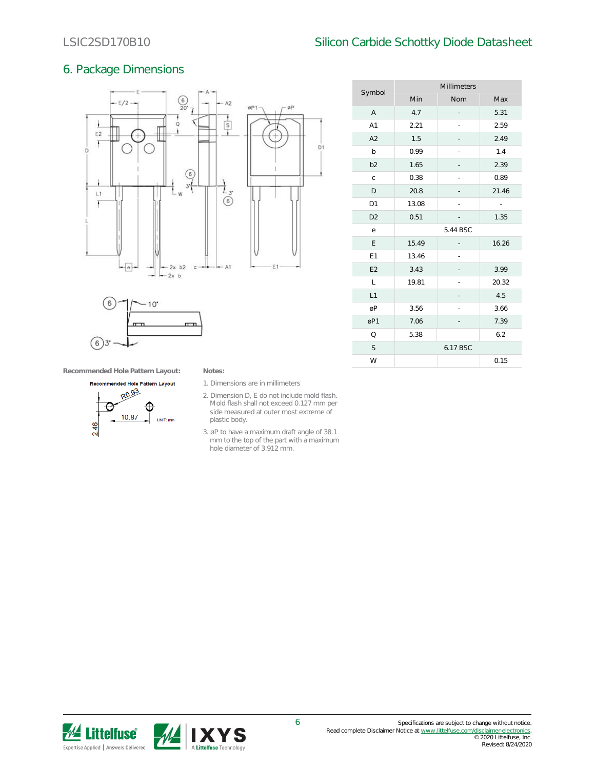## 6. Package Dimensions

| Symbol | Millimeters | | |
|---|---|---|---|
| | Min | Nom | Max |
| A | 4.7 | - | 5.31 |
| A1 | 2.21 | - | 2.59 |
| A2 | 1.5 | - | 2.49 |
| b | 0.99 | - | 1.4 |
| b2 | 1.65 | - | 2.39 |
| c | 0.38 | - | 0.89 |
| D | 20.8 | - | 21.46 |
| D1 | 13.08 | - | - |
| D2 | 0.51 | - | 1.35 |
| e | 5.44 BSC | | |
| E | 15.49 | - | 16.26 |
| E1 | 13.46 | - | |
| E2 | 3.43 | - | 3.99 |
| L | 19.81 | - | 20.32 |
| L1 | | - | 4.5 |
| øP | 3.56 | - | 3.66 |
| øP1 | 7.06 | - | 7.39 |
| Q | 5.38 | | 6.2 |
| S | 6.17 BSC | | |
| W | | | 0.15 |

**Recommended Hole Pattern Layout:**

Recommended Hole Pattern Layout

R0.93

10.87

2.46

UNIT: mm

**Notes:**

1. Dimensions are in millimeters
2. Dimension D, E do not include mold flash. Mold flash shall not exceed 0.127 mm per side measured at outer most extreme of plastic body.
3. øP to have a maximum draft angle of 38.1 mm to the top of the part with a maximum hole diameter of 3.912 mm.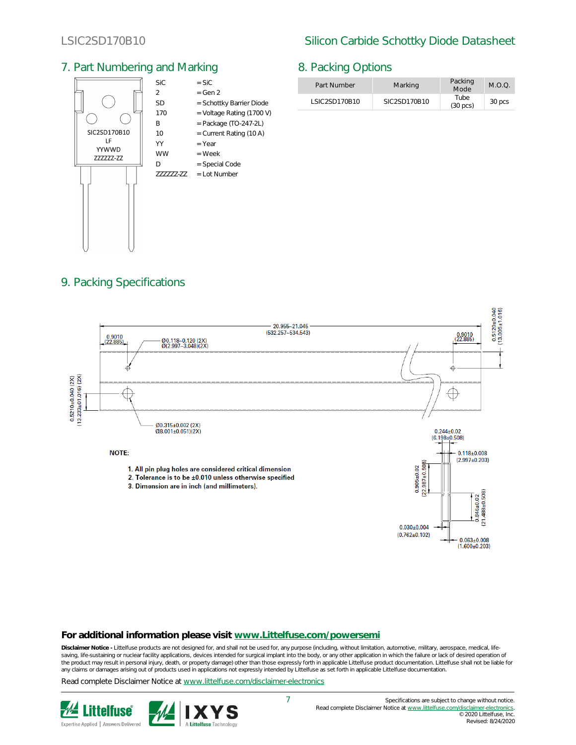## 7. Part Numbering and Marking

SIC2SD170B10
LF
YYWWD
ZZZZZZ-ZZ

| | |
|---|---|
| SiC | = SiC |
| 2 | = Gen 2 |
| SD | = Schottky Barrier Diode |
| 170 | = Voltage Rating (1700 V) |
| B | = Package (TO-247-2L) |
| 10 | = Current Rating (10 A) |
| YY | = Year |
| WW | = Week |
| D | = Special Code |
| ZZZZZZ-ZZ | = Lot Number |

## 8. Packing Options

| Part Number | Marking | Packing Mode | M.O.Q. |
|---|---|---|---|
| LSIC2SD170B10 | SIC2SD170B10 | Tube (30 pcs) | 30 pcs |

## 9. Packing Specifications

20.955~21.045
(532.257~534.543)

0.9010
(22.885)

Ø0.118~0.120 (2X)
Ø(2.997~3.048)(2X)

0.9010
(22.885)

0.5120±0.040
(13.005±1.016)

0.5210±0.040 (2X)
(13.233±01.016) (2X)

Ø0.315±0.002 (2X)
Ø(8.001±0.051)(2X)

0.244±0.02
(6.198±0.508)

0.118±0.008
(2.997±0.203)

0.905±0.02
(22.887±0.508)

0.846±0.02
(21.488±0.508)

0.030±0.004
(0.762±0.102)

0.063±0.008
(1.600±0.203)

NOTE:

1. All pin plug holes are considered critical dimension
2. Tolerance is to be ±0.010 unless otherwise specified
3. Dimension are in inch (and millimeters).

**For additional information please visit www.Littelfuse.com/powersemi**

**Disclaimer Notice -** Littelfuse products are not designed for, and shall not be used for, any purpose (including, without limitation, automotive, military, aerospace, medical, life-saving, life-sustaining or nuclear facility applications, devices intended for surgical implant into the body, or any other application in which the failure or lack of desired operation of the product may result in personal injury, death, or property damage) other than those expressly forth in applicable Littelfuse product documentation. Littelfuse shall not be liable for any claims or damages arising out of products used in applications not expressly intended by Littelfuse as set forth in applicable Littelfuse documentation.

Read complete Disclaimer Notice at www.littelfuse.com/disclaimer-electronics